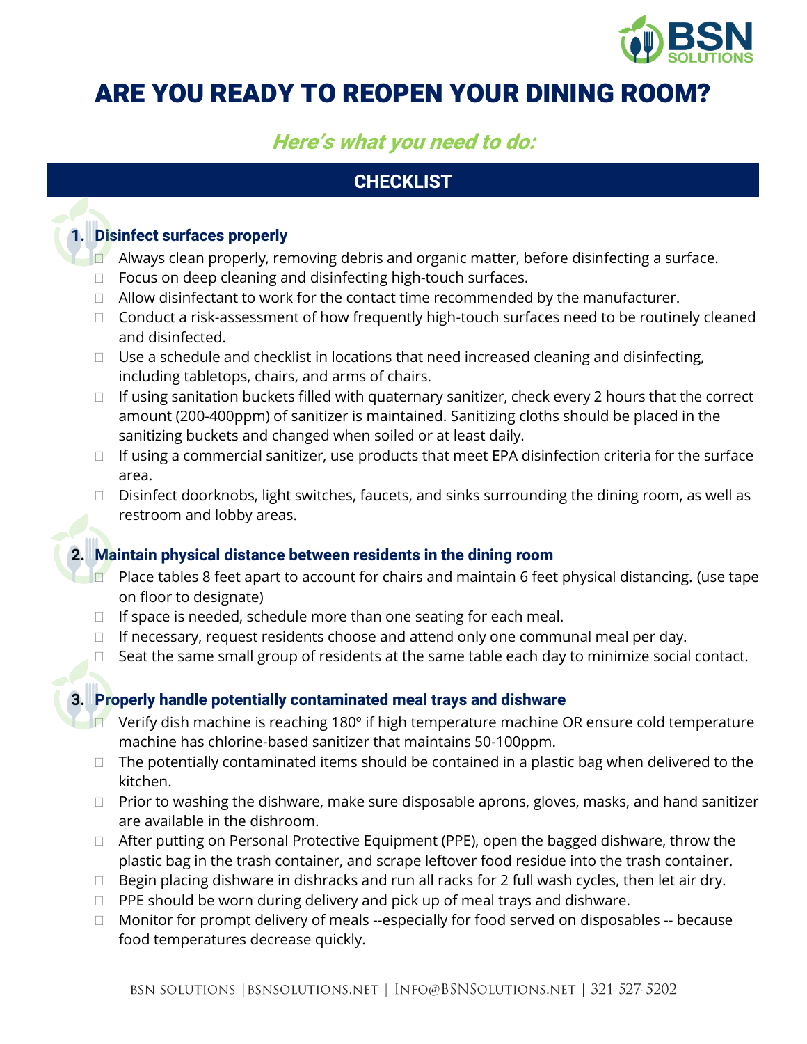# ARE YOU READY TO REOPEN YOUR DINING ROOM?

***Here's what you need to do:***

## CHECKLIST

### 1. Disinfect surfaces properly

- ☐ Always clean properly, removing debris and organic matter, before disinfecting a surface.
- ☐ Focus on deep cleaning and disinfecting high-touch surfaces.
- ☐ Allow disinfectant to work for the contact time recommended by the manufacturer.
- ☐ Conduct a risk-assessment of how frequently high-touch surfaces need to be routinely cleaned and disinfected.
- ☐ Use a schedule and checklist in locations that need increased cleaning and disinfecting, including tabletops, chairs, and arms of chairs.
- ☐ If using sanitation buckets filled with quaternary sanitizer, check every 2 hours that the correct amount (200-400ppm) of sanitizer is maintained. Sanitizing cloths should be placed in the sanitizing buckets and changed when soiled or at least daily.
- ☐ If using a commercial sanitizer, use products that meet EPA disinfection criteria for the surface area.
- ☐ Disinfect doorknobs, light switches, faucets, and sinks surrounding the dining room, as well as restroom and lobby areas.

### 2. Maintain physical distance between residents in the dining room

- ☐ Place tables 8 feet apart to account for chairs and maintain 6 feet physical distancing. (use tape on floor to designate)
- ☐ If space is needed, schedule more than one seating for each meal.
- ☐ If necessary, request residents choose and attend only one communal meal per day.
- ☐ Seat the same small group of residents at the same table each day to minimize social contact.

### 3. Properly handle potentially contaminated meal trays and dishware

- ☐ Verify dish machine is reaching 180º if high temperature machine OR ensure cold temperature machine has chlorine-based sanitizer that maintains 50-100ppm.
- ☐ The potentially contaminated items should be contained in a plastic bag when delivered to the kitchen.
- ☐ Prior to washing the dishware, make sure disposable aprons, gloves, masks, and hand sanitizer are available in the dishroom.
- ☐ After putting on Personal Protective Equipment (PPE), open the bagged dishware, throw the plastic bag in the trash container, and scrape leftover food residue into the trash container.
- ☐ Begin placing dishware in dishracks and run all racks for 2 full wash cycles, then let air dry.
- ☐ PPE should be worn during delivery and pick up of meal trays and dishware.
- ☐ Monitor for prompt delivery of meals --especially for food served on disposables -- because food temperatures decrease quickly.

BSN SOLUTIONS | BSNSOLUTIONS.NET | INFO@BSNSOLUTIONS.NET | 321-527-5202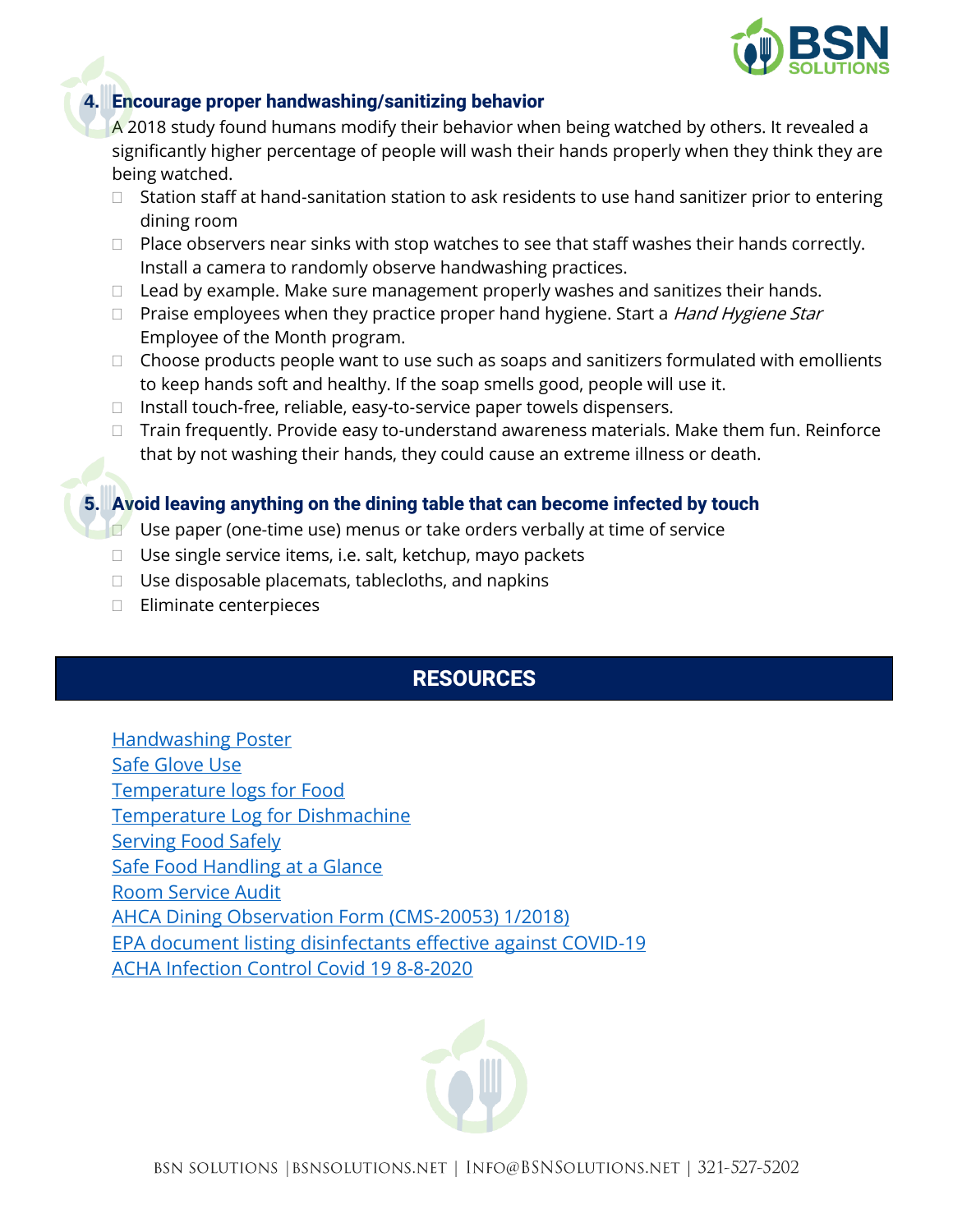### 4. Encourage proper handwashing/sanitizing behavior

A 2018 study found humans modify their behavior when being watched by others. It revealed a significantly higher percentage of people will wash their hands properly when they think they are being watched.

- Station staff at hand-sanitation station to ask residents to use hand sanitizer prior to entering dining room
- Place observers near sinks with stop watches to see that staff washes their hands correctly. Install a camera to randomly observe handwashing practices.
- Lead by example. Make sure management properly washes and sanitizes their hands.
- Praise employees when they practice proper hand hygiene. Start a *Hand Hygiene Star* Employee of the Month program.
- Choose products people want to use such as soaps and sanitizers formulated with emollients to keep hands soft and healthy. If the soap smells good, people will use it.
- Install touch-free, reliable, easy-to-service paper towels dispensers.
- Train frequently. Provide easy to-understand awareness materials. Make them fun. Reinforce that by not washing their hands, they could cause an extreme illness or death.

### 5. Avoid leaving anything on the dining table that can become infected by touch

- Use paper (one-time use) menus or take orders verbally at time of service
- Use single service items, i.e. salt, ketchup, mayo packets
- Use disposable placemats, tablecloths, and napkins
- Eliminate centerpieces

## RESOURCES

Handwashing Poster
Safe Glove Use
Temperature logs for Food
Temperature Log for Dishmachine
Serving Food Safely
Safe Food Handling at a Glance
Room Service Audit
AHCA Dining Observation Form (CMS-20053) 1/2018)
EPA document listing disinfectants effective against COVID-19
ACHA Infection Control Covid 19 8-8-2020

BSN SOLUTIONS | BSNSOLUTIONS.NET | INFO@BSNSOLUTIONS.NET | 321-527-5202